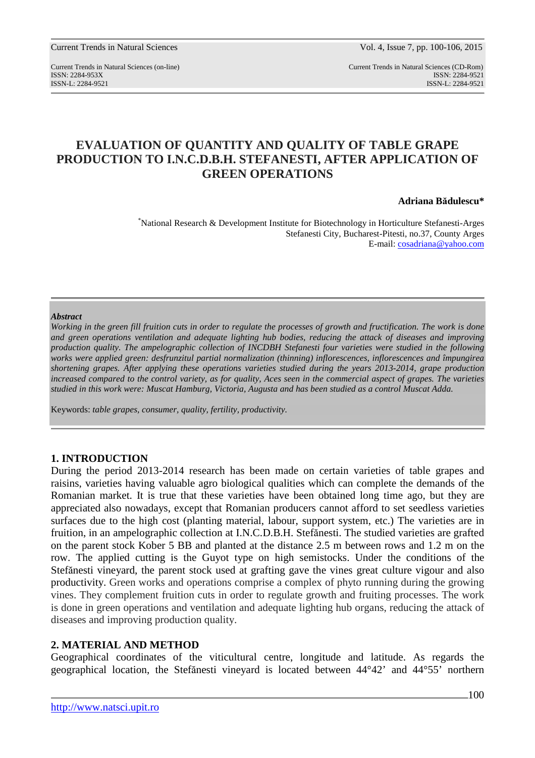# EVALUATION OF QUANTITY AND QUALITY OF TABLE GRAPE PRODUCTION TO I.N.C.D.B.H. STEFANESTI, AFTER APPLICATION OF GREEN OPERATIONS

**Adriana Bădulescu***

*National Research & Development Institute for Biotechnology in Horticulture Stefanesti-Arges Stefanesti City, Bucharest-Pitesti, no.37, County Arges
E-mail: cosadriana@yahoo.com

---

***Abstract***

*Working in the green fill fruition cuts in order to regulate the processes of growth and fructification. The work is done and green operations ventilation and adequate lighting hub bodies, reducing the attack of diseases and improving production quality. The ampelographic collection of INCDBH Stefanesti four varieties were studied in the following works were applied green: desfrunzitul partial normalization (thinning) inflorescences, inflorescences and împungirea shortening grapes. After applying these operations varieties studied during the years 2013-2014, grape production increased compared to the control variety, as for quality, Aces seen in the commercial aspect of grapes. The varieties studied in this work were: Muscat Hamburg, Victoria, Augusta and has been studied as a control Muscat Adda.*

Keywords: *table grapes, consumer, quality, fertility, productivity.*

---

## 1. INTRODUCTION

During the period 2013-2014 research has been made on certain varieties of table grapes and raisins, varieties having valuable agro biological qualities which can complete the demands of the Romanian market. It is true that these varieties have been obtained long time ago, but they are appreciated also nowadays, except that Romanian producers cannot afford to set seedless varieties surfaces due to the high cost (planting material, labour, support system, etc.) The varieties are in fruition, in an ampelographic collection at I.N.C.D.B.H. Stefănesti. The studied varieties are grafted on the parent stock Kober 5 BB and planted at the distance 2.5 m between rows and 1.2 m on the row. The applied cutting is the Guyot type on high semistocks. Under the conditions of the Stefănesti vineyard, the parent stock used at grafting gave the vines great culture vigour and also productivity. Green works and operations comprise a complex of phyto running during the growing vines. They complement fruition cuts in order to regulate growth and fruiting processes. The work is done in green operations and ventilation and adequate lighting hub organs, reducing the attack of diseases and improving production quality.

## 2. MATERIAL AND METHOD

Geographical coordinates of the viticultural centre, longitude and latitude. As regards the geographical location, the Stefănesti vineyard is located between 44°42' and 44°55' northern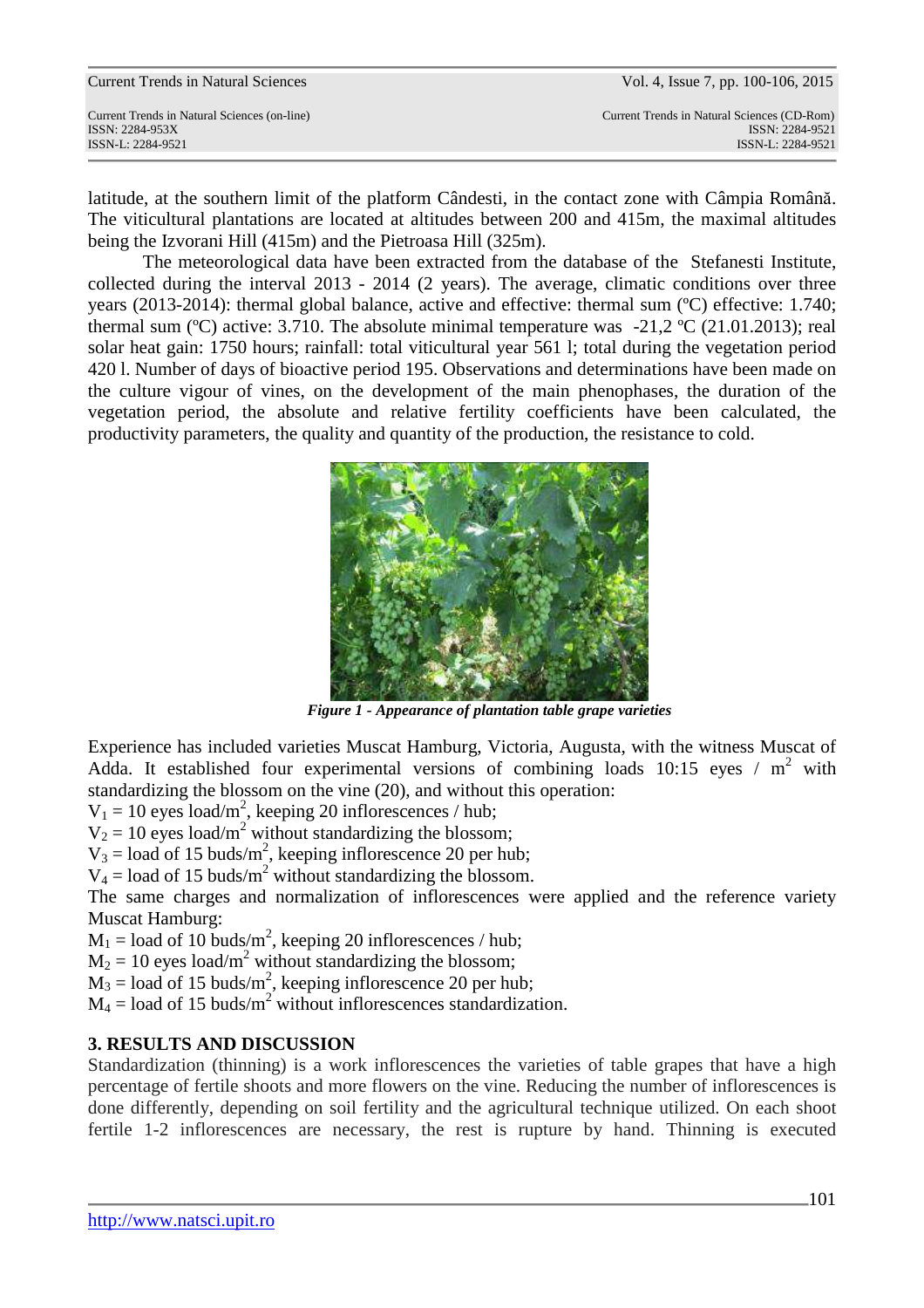latitude, at the southern limit of the platform Cândesti, in the contact zone with Câmpia Română. The viticultural plantations are located at altitudes between 200 and 415m, the maximal altitudes being the Izvorani Hill (415m) and the Pietroasa Hill (325m).

The meteorological data have been extracted from the database of the Stefanesti Institute, collected during the interval 2013 - 2014 (2 years). The average, climatic conditions over three years (2013-2014): thermal global balance, active and effective: thermal sum (ºC) effective: 1.740; thermal sum (ºC) active: 3.710. The absolute minimal temperature was -21,2 ºC (21.01.2013); real solar heat gain: 1750 hours; rainfall: total viticultural year 561 l; total during the vegetation period 420 l. Number of days of bioactive period 195. Observations and determinations have been made on the culture vigour of vines, on the development of the main phenophases, the duration of the vegetation period, the absolute and relative fertility coefficients have been calculated, the productivity parameters, the quality and quantity of the production, the resistance to cold.

*Figure 1 - Appearance of plantation table grape varieties*

Experience has included varieties Muscat Hamburg, Victoria, Augusta, with the witness Muscat of Adda. It established four experimental versions of combining loads 10:15 eyes / m$^2$ with standardizing the blossom on the vine (20), and without this operation:

$V_1$ = 10 eyes load/m$^2$, keeping 20 inflorescences / hub;
$V_2$ = 10 eyes load/m$^2$ without standardizing the blossom;
$V_3$ = load of 15 buds/m$^2$, keeping inflorescence 20 per hub;
$V_4$ = load of 15 buds/m$^2$ without standardizing the blossom.

The same charges and normalization of inflorescences were applied and the reference variety Muscat Hamburg:

$M_1$ = load of 10 buds/m$^2$, keeping 20 inflorescences / hub;
$M_2$ = 10 eyes load/m$^2$ without standardizing the blossom;
$M_3$ = load of 15 buds/m$^2$, keeping inflorescence 20 per hub;
$M_4$ = load of 15 buds/m$^2$ without inflorescences standardization.

## 3. RESULTS AND DISCUSSION

Standardization (thinning) is a work inflorescences the varieties of table grapes that have a high percentage of fertile shoots and more flowers on the vine. Reducing the number of inflorescences is done differently, depending on soil fertility and the agricultural technique utilized. On each shoot fertile 1-2 inflorescences are necessary, the rest is rupture by hand. Thinning is executed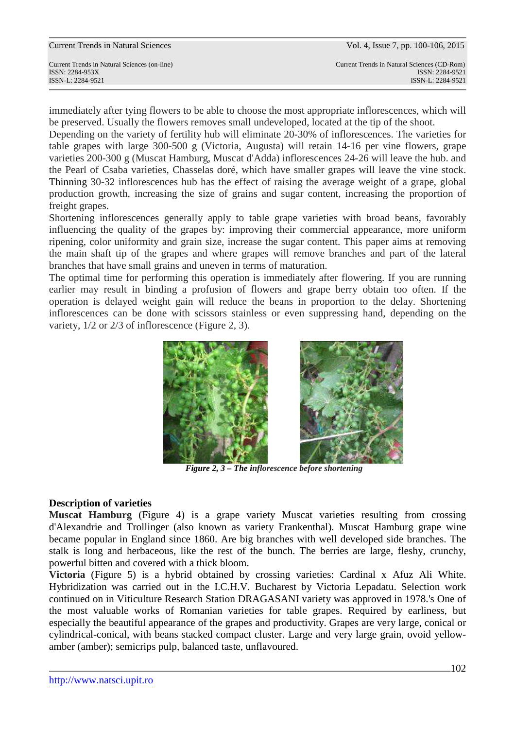immediately after tying flowers to be able to choose the most appropriate inflorescences, which will be preserved. Usually the flowers removes small undeveloped, located at the tip of the shoot.

Depending on the variety of fertility hub will eliminate 20-30% of inflorescences. The varieties for table grapes with large 300-500 g (Victoria, Augusta) will retain 14-16 per vine flowers, grape varieties 200-300 g (Muscat Hamburg, Muscat d'Adda) inflorescences 24-26 will leave the hub. and the Pearl of Csaba varieties, Chasselas doré, which have smaller grapes will leave the vine stock. Thinning 30-32 inflorescences hub has the effect of raising the average weight of a grape, global production growth, increasing the size of grains and sugar content, increasing the proportion of freight grapes.

Shortening inflorescences generally apply to table grape varieties with broad beans, favorably influencing the quality of the grapes by: improving their commercial appearance, more uniform ripening, color uniformity and grain size, increase the sugar content. This paper aims at removing the main shaft tip of the grapes and where grapes will remove branches and part of the lateral branches that have small grains and uneven in terms of maturation.

The optimal time for performing this operation is immediately after flowering. If you are running earlier may result in binding a profusion of flowers and grape berry obtain too often. If the operation is delayed weight gain will reduce the beans in proportion to the delay. Shortening inflorescences can be done with scissors stainless or even suppressing hand, depending on the variety, 1/2 or 2/3 of inflorescence (Figure 2, 3).

***Figure 2, 3 – The inflorescence before shortening***

**Description of varieties**

**Muscat Hamburg** (Figure 4) is a grape variety Muscat varieties resulting from crossing d'Alexandrie and Trollinger (also known as variety Frankenthal). Muscat Hamburg grape wine became popular in England since 1860. Are big branches with well developed side branches. The stalk is long and herbaceous, like the rest of the bunch. The berries are large, fleshy, crunchy, powerful bitten and covered with a thick bloom.

**Victoria** (Figure 5) is a hybrid obtained by crossing varieties: Cardinal x Afuz Ali White. Hybridization was carried out in the I.C.H.V. Bucharest by Victoria Lepadatu. Selection work continued on in Viticulture Research Station DRAGASANI variety was approved in 1978.'s One of the most valuable works of Romanian varieties for table grapes. Required by earliness, but especially the beautiful appearance of the grapes and productivity. Grapes are very large, conical or cylindrical-conical, with beans stacked compact cluster. Large and very large grain, ovoid yellow-amber (amber); semicrips pulp, balanced taste, unflavoured.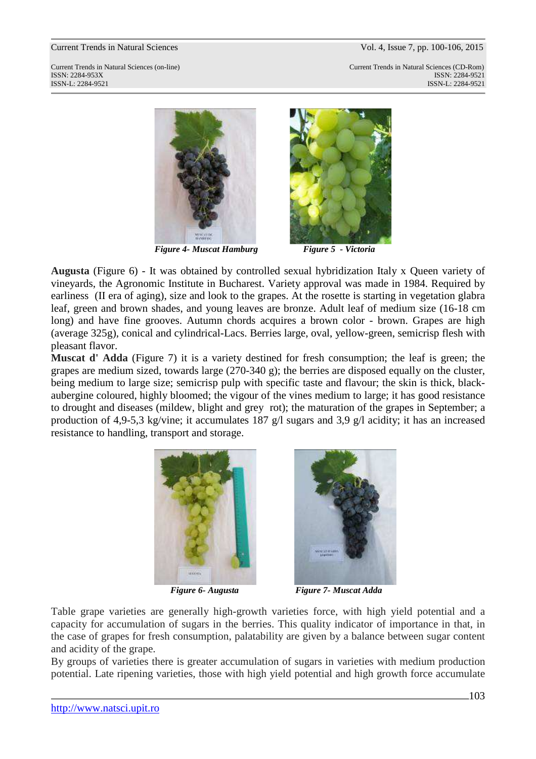*Figure 4- Muscat Hamburg* *Figure 5 - Victoria*

**Augusta** (Figure 6) - It was obtained by controlled sexual hybridization Italy x Queen variety of vineyards, the Agronomic Institute in Bucharest. Variety approval was made in 1984. Required by earliness (II era of aging), size and look to the grapes. At the rosette is starting in vegetation glabra leaf, green and brown shades, and young leaves are bronze. Adult leaf of medium size (16-18 cm long) and have fine grooves. Autumn chords acquires a brown color - brown. Grapes are high (average 325g), conical and cylindrical-Lacs. Berries large, oval, yellow-green, semicrisp flesh with pleasant flavor.

**Muscat d' Adda** (Figure 7) it is a variety destined for fresh consumption; the leaf is green; the grapes are medium sized, towards large (270-340 g); the berries are disposed equally on the cluster, being medium to large size; semicrisp pulp with specific taste and flavour; the skin is thick, black-aubergine coloured, highly bloomed; the vigour of the vines medium to large; it has good resistance to drought and diseases (mildew, blight and grey rot); the maturation of the grapes in September; a production of 4,9-5,3 kg/vine; it accumulates 187 g/l sugars and 3,9 g/l acidity; it has an increased resistance to handling, transport and storage.

*Figure 6- Augusta* *Figure 7- Muscat Adda*

Table grape varieties are generally high-growth varieties force, with high yield potential and a capacity for accumulation of sugars in the berries. This quality indicator of importance in that, in the case of grapes for fresh consumption, palatability are given by a balance between sugar content and acidity of the grape.

By groups of varieties there is greater accumulation of sugars in varieties with medium production potential. Late ripening varieties, those with high yield potential and high growth force accumulate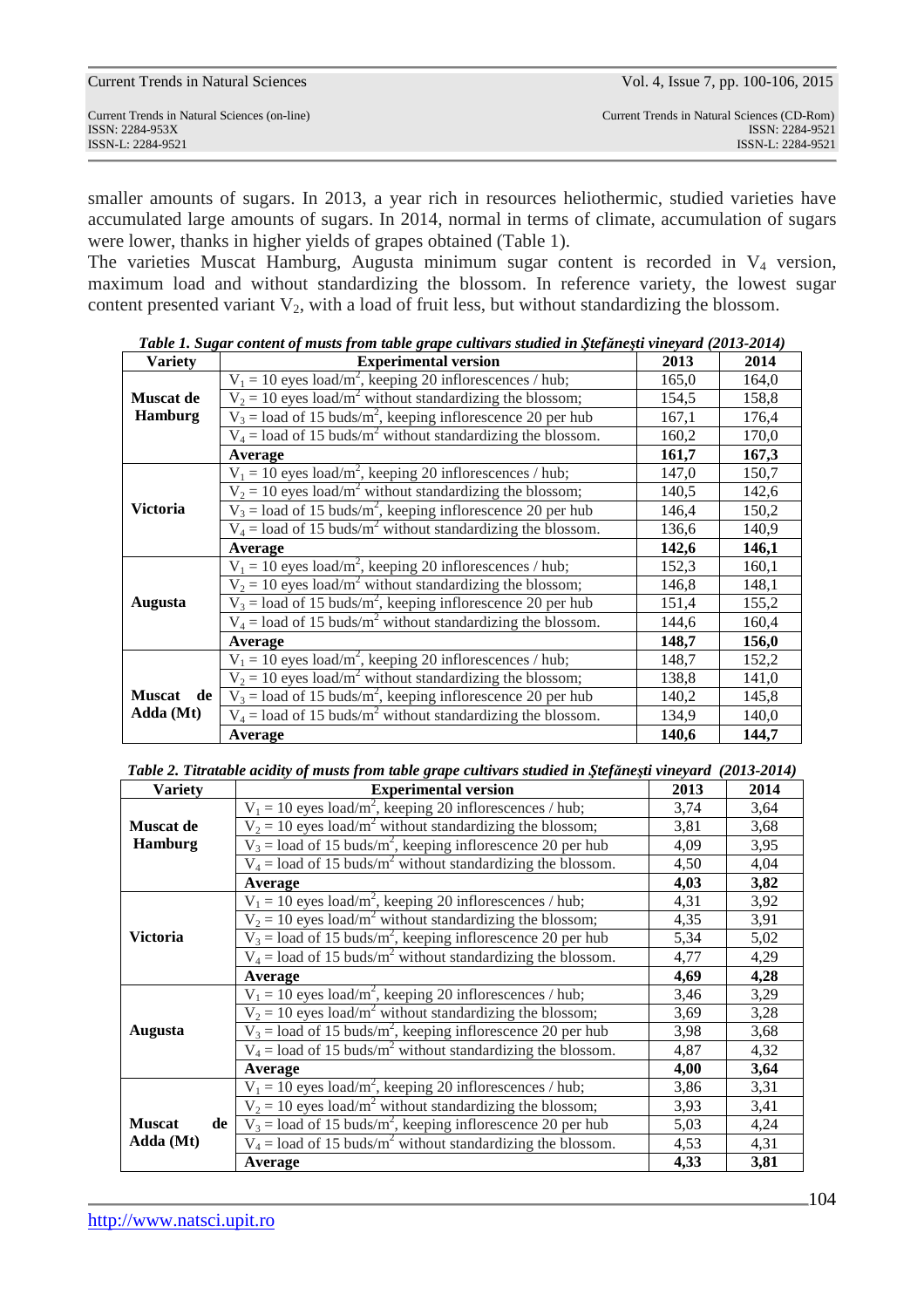smaller amounts of sugars. In 2013, a year rich in resources heliothermic, studied varieties have accumulated large amounts of sugars. In 2014, normal in terms of climate, accumulation of sugars were lower, thanks in higher yields of grapes obtained (Table 1).

The varieties Muscat Hamburg, Augusta minimum sugar content is recorded in $V_4$ version, maximum load and without standardizing the blossom. In reference variety, the lowest sugar content presented variant $V_2$, with a load of fruit less, but without standardizing the blossom.

***Table 1. Sugar content of musts from table grape cultivars studied in Ştefăneşti vineyard (2013-2014)***

| Variety | Experimental version | 2013 | 2014 |
|---|---|---|---|
| **Muscat de Hamburg** | $V_1$ = 10 eyes load/m$^2$, keeping 20 inflorescences / hub; | 165,0 | 164,0 |
| | $V_2$ = 10 eyes load/m$^2$ without standardizing the blossom; | 154,5 | 158,8 |
| | $V_3$ = load of 15 buds/m$^2$, keeping inflorescence 20 per hub | 167,1 | 176,4 |
| | $V_4$ = load of 15 buds/m$^2$ without standardizing the blossom. | 160,2 | 170,0 |
| | **Average** | **161,7** | **167,3** |
| **Victoria** | $V_1$ = 10 eyes load/m$^2$, keeping 20 inflorescences / hub; | 147,0 | 150,7 |
| | $V_2$ = 10 eyes load/m$^2$ without standardizing the blossom; | 140,5 | 142,6 |
| | $V_3$ = load of 15 buds/m$^2$, keeping inflorescence 20 per hub | 146,4 | 150,2 |
| | $V_4$ = load of 15 buds/m$^2$ without standardizing the blossom. | 136,6 | 140,9 |
| | **Average** | **142,6** | **146,1** |
| **Augusta** | $V_1$ = 10 eyes load/m$^2$, keeping 20 inflorescences / hub; | 152,3 | 160,1 |
| | $V_2$ = 10 eyes load/m$^2$ without standardizing the blossom; | 146,8 | 148,1 |
| | $V_3$ = load of 15 buds/m$^2$, keeping inflorescence 20 per hub | 151,4 | 155,2 |
| | $V_4$ = load of 15 buds/m$^2$ without standardizing the blossom. | 144,6 | 160,4 |
| | **Average** | **148,7** | **156,0** |
| **Muscat de Adda (Mt)** | $V_1$ = 10 eyes load/m$^2$, keeping 20 inflorescences / hub; | 148,7 | 152,2 |
| | $V_2$ = 10 eyes load/m$^2$ without standardizing the blossom; | 138,8 | 141,0 |
| | $V_3$ = load of 15 buds/m$^2$, keeping inflorescence 20 per hub | 140,2 | 145,8 |
| | $V_4$ = load of 15 buds/m$^2$ without standardizing the blossom. | 134,9 | 140,0 |
| | **Average** | **140,6** | **144,7** |

***Table 2. Titratable acidity of musts from table grape cultivars studied in Ştefăneşti vineyard (2013-2014)***

| Variety | Experimental version | 2013 | 2014 |
|---|---|---|---|
| **Muscat de Hamburg** | $V_1$ = 10 eyes load/m$^2$, keeping 20 inflorescences / hub; | 3,74 | 3,64 |
| | $V_2$ = 10 eyes load/m$^2$ without standardizing the blossom; | 3,81 | 3,68 |
| | $V_3$ = load of 15 buds/m$^2$, keeping inflorescence 20 per hub | 4,09 | 3,95 |
| | $V_4$ = load of 15 buds/m$^2$ without standardizing the blossom. | 4,50 | 4,04 |
| | **Average** | **4,03** | **3,82** |
| **Victoria** | $V_1$ = 10 eyes load/m$^2$, keeping 20 inflorescences / hub; | 4,31 | 3,92 |
| | $V_2$ = 10 eyes load/m$^2$ without standardizing the blossom; | 4,35 | 3,91 |
| | $V_3$ = load of 15 buds/m$^2$, keeping inflorescence 20 per hub | 5,34 | 5,02 |
| | $V_4$ = load of 15 buds/m$^2$ without standardizing the blossom. | 4,77 | 4,29 |
| | **Average** | **4,69** | **4,28** |
| **Augusta** | $V_1$ = 10 eyes load/m$^2$, keeping 20 inflorescences / hub; | 3,46 | 3,29 |
| | $V_2$ = 10 eyes load/m$^2$ without standardizing the blossom; | 3,69 | 3,28 |
| | $V_3$ = load of 15 buds/m$^2$, keeping inflorescence 20 per hub | 3,98 | 3,68 |
| | $V_4$ = load of 15 buds/m$^2$ without standardizing the blossom. | 4,87 | 4,32 |
| | **Average** | **4,00** | **3,64** |
| **Muscat de Adda (Mt)** | $V_1$ = 10 eyes load/m$^2$, keeping 20 inflorescences / hub; | 3,86 | 3,31 |
| | $V_2$ = 10 eyes load/m$^2$ without standardizing the blossom; | 3,93 | 3,41 |
| | $V_3$ = load of 15 buds/m$^2$, keeping inflorescence 20 per hub | 5,03 | 4,24 |
| | $V_4$ = load of 15 buds/m$^2$ without standardizing the blossom. | 4,53 | 4,31 |
| | **Average** | **4,33** | **3,81** |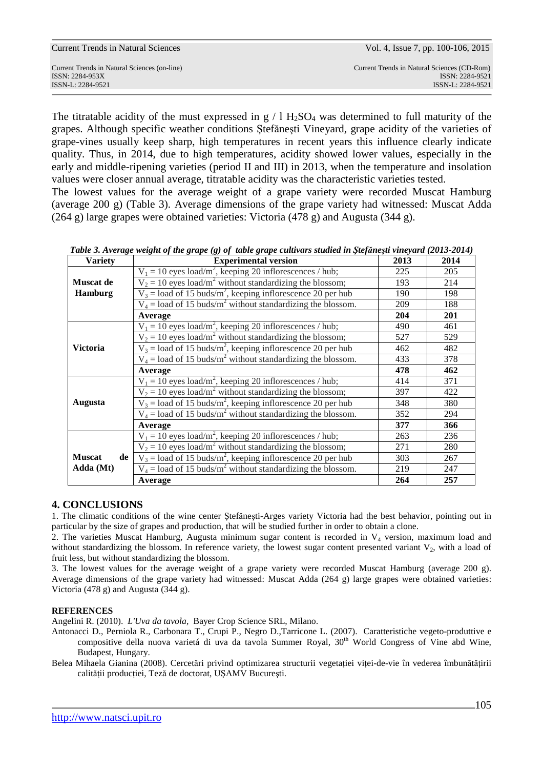The titratable acidity of the must expressed in g / l $H_2SO_4$ was determined to full maturity of the grapes. Although specific weather conditions Ştefăneşti Vineyard, grape acidity of the varieties of grape-vines usually keep sharp, high temperatures in recent years this influence clearly indicate quality. Thus, in 2014, due to high temperatures, acidity showed lower values, especially in the early and middle-ripening varieties (period II and III) in 2013, when the temperature and insolation values were closer annual average, titratable acidity was the characteristic varieties tested.

The lowest values for the average weight of a grape variety were recorded Muscat Hamburg (average 200 g) (Table 3). Average dimensions of the grape variety had witnessed: Muscat Adda (264 g) large grapes were obtained varieties: Victoria (478 g) and Augusta (344 g).

***Table 3. Average weight of the grape (g) of table grape cultivars studied in Ştefăneşti vineyard (2013-2014)***

| Variety | Experimental version | 2013 | 2014 |
|---|---|---|---|
| **Muscat de Hamburg** | $V_1$ = 10 eyes load/m$^2$, keeping 20 inflorescences / hub; | 225 | 205 |
| | $V_2$ = 10 eyes load/m$^2$ without standardizing the blossom; | 193 | 214 |
| | $V_3$ = load of 15 buds/m$^2$, keeping inflorescence 20 per hub | 190 | 198 |
| | $V_4$ = load of 15 buds/m$^2$ without standardizing the blossom. | 209 | 188 |
| | **Average** | **204** | **201** |
| **Victoria** | $V_1$ = 10 eyes load/m$^2$, keeping 20 inflorescences / hub; | 490 | 461 |
| | $V_2$ = 10 eyes load/m$^2$ without standardizing the blossom; | 527 | 529 |
| | $V_3$ = load of 15 buds/m$^2$, keeping inflorescence 20 per hub | 462 | 482 |
| | $V_4$ = load of 15 buds/m$^2$ without standardizing the blossom. | 433 | 378 |
| | **Average** | **478** | **462** |
| **Augusta** | $V_1$ = 10 eyes load/m$^2$, keeping 20 inflorescences / hub; | 414 | 371 |
| | $V_2$ = 10 eyes load/m$^2$ without standardizing the blossom; | 397 | 422 |
| | $V_3$ = load of 15 buds/m$^2$, keeping inflorescence 20 per hub | 348 | 380 |
| | $V_4$ = load of 15 buds/m$^2$ without standardizing the blossom. | 352 | 294 |
| | **Average** | **377** | **366** |
| **Muscat de Adda (Mt)** | $V_1$ = 10 eyes load/m$^2$, keeping 20 inflorescences / hub; | 263 | 236 |
| | $V_2$ = 10 eyes load/m$^2$ without standardizing the blossom; | 271 | 280 |
| | $V_3$ = load of 15 buds/m$^2$, keeping inflorescence 20 per hub | 303 | 267 |
| | $V_4$ = load of 15 buds/m$^2$ without standardizing the blossom. | 219 | 247 |
| | **Average** | **264** | **257** |

## 4. CONCLUSIONS

1. The climatic conditions of the wine center Ştefăneşti-Arges variety Victoria had the best behavior, pointing out in particular by the size of grapes and production, that will be studied further in order to obtain a clone.
2. The varieties Muscat Hamburg, Augusta minimum sugar content is recorded in $V_4$ version, maximum load and without standardizing the blossom. In reference variety, the lowest sugar content presented variant $V_2$, with a load of fruit less, but without standardizing the blossom.
3. The lowest values for the average weight of a grape variety were recorded Muscat Hamburg (average 200 g). Average dimensions of the grape variety had witnessed: Muscat Adda (264 g) large grapes were obtained varieties: Victoria (478 g) and Augusta (344 g).

**REFERENCES**

Angelini R. (2010). *L'Uva da tavola*, Bayer Crop Science SRL, Milano.

Antonacci D., Perniola R., Carbonara T., Crupi P., Negro D.,Tarricone L. (2007). Caratteristiche vegeto-produttive e compositive della nuova varietá di uva da tavola Summer Royal, 30th World Congress of Vine abd Wine, Budapest, Hungary.

Belea Mihaela Gianina (2008). Cercetări privind optimizarea structurii vegetației viței-de-vie în vederea îmbunătățirii calității producției, Teză de doctorat, UŞAMV Bucureşti.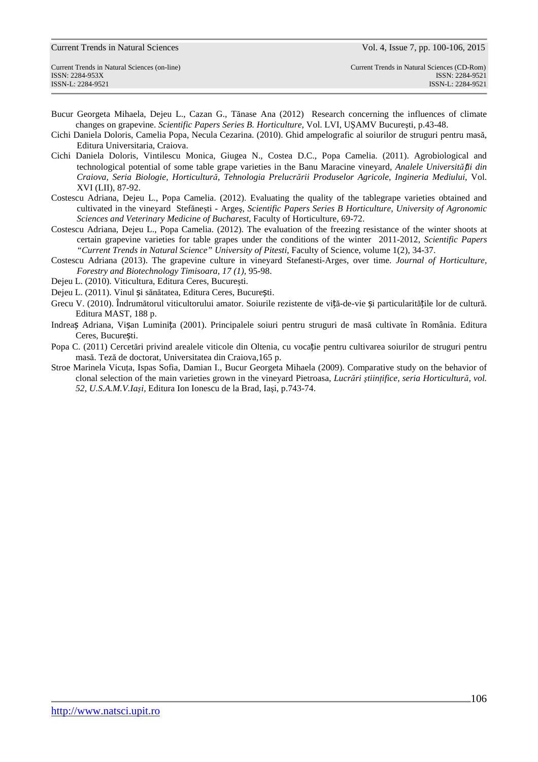Bucur Georgeta Mihaela, Dejeu L., Cazan G., Tănase Ana (2012) Research concerning the influences of climate changes on grapevine. *Scientific Papers Series B. Horticulture,* Vol. LVI, UȘAMV București, p.43-48.

Cichi Daniela Doloris, Camelia Popa, Necula Cezarina. (2010). Ghid ampelografic al soiurilor de struguri pentru masă, Editura Universitaria, Craiova.

Cichi Daniela Doloris, Vintilescu Monica, Giugea N., Costea D.C., Popa Camelia. (2011). Agrobiological and technological potential of some table grape varieties in the Banu Maracine vineyard, *Analele Universităţii din Craiova, Seria Biologie, Horticultură, Tehnologia Prelucrării Produselor Agricole, Ingineria Mediului*, Vol. XVI (LII), 87-92.

Costescu Adriana, Dejeu L., Popa Camelia. (2012). Evaluating the quality of the tablegrape varieties obtained and cultivated in the vineyard Stefăneşti - Argeş, *Scientific Papers Series B Horticulture, University of Agronomic Sciences and Veterinary Medicine of Bucharest*, Faculty of Horticulture, 69-72.

Costescu Adriana, Dejeu L., Popa Camelia. (2012). The evaluation of the freezing resistance of the winter shoots at certain grapevine varieties for table grapes under the conditions of the winter 2011-2012, *Scientific Papers "Current Trends in Natural Science" University of Pitesti*, Faculty of Science, volume 1(2), 34-37.

Costescu Adriana (2013). The grapevine culture in vineyard Stefanesti-Arges, over time. *Journal of Horticulture, Forestry and Biotechnology Timisoara, 17 (1)*, 95-98.

Dejeu L. (2010). Viticultura, Editura Ceres, Bucureşti.

Dejeu L. (2011). Vinul și sănătatea, Editura Ceres, București.

Grecu V. (2010). Îndrumătorul viticultorului amator. Soiurile rezistente de viță-de-vie și particularitățile lor de cultură. Editura MAST, 188 p.

Indreaș Adriana, Vișan Luminița (2001). Principalele soiuri pentru struguri de masă cultivate în România. Editura Ceres, București.

Popa C. (2011) Cercetări privind arealele viticole din Oltenia, cu vocație pentru cultivarea soiurilor de struguri pentru masă. Teză de doctorat, Universitatea din Craiova,165 p.

Stroe Marinela Vicuța, Ispas Sofia, Damian I., Bucur Georgeta Mihaela (2009). Comparative study on the behavior of clonal selection of the main varieties grown in the vineyard Pietroasa, *Lucrări științifice, seria Horticultură, vol. 52, U.S.A.M.V.Iaşi,* Editura Ion Ionescu de la Brad, Iaşi, p.743-74.